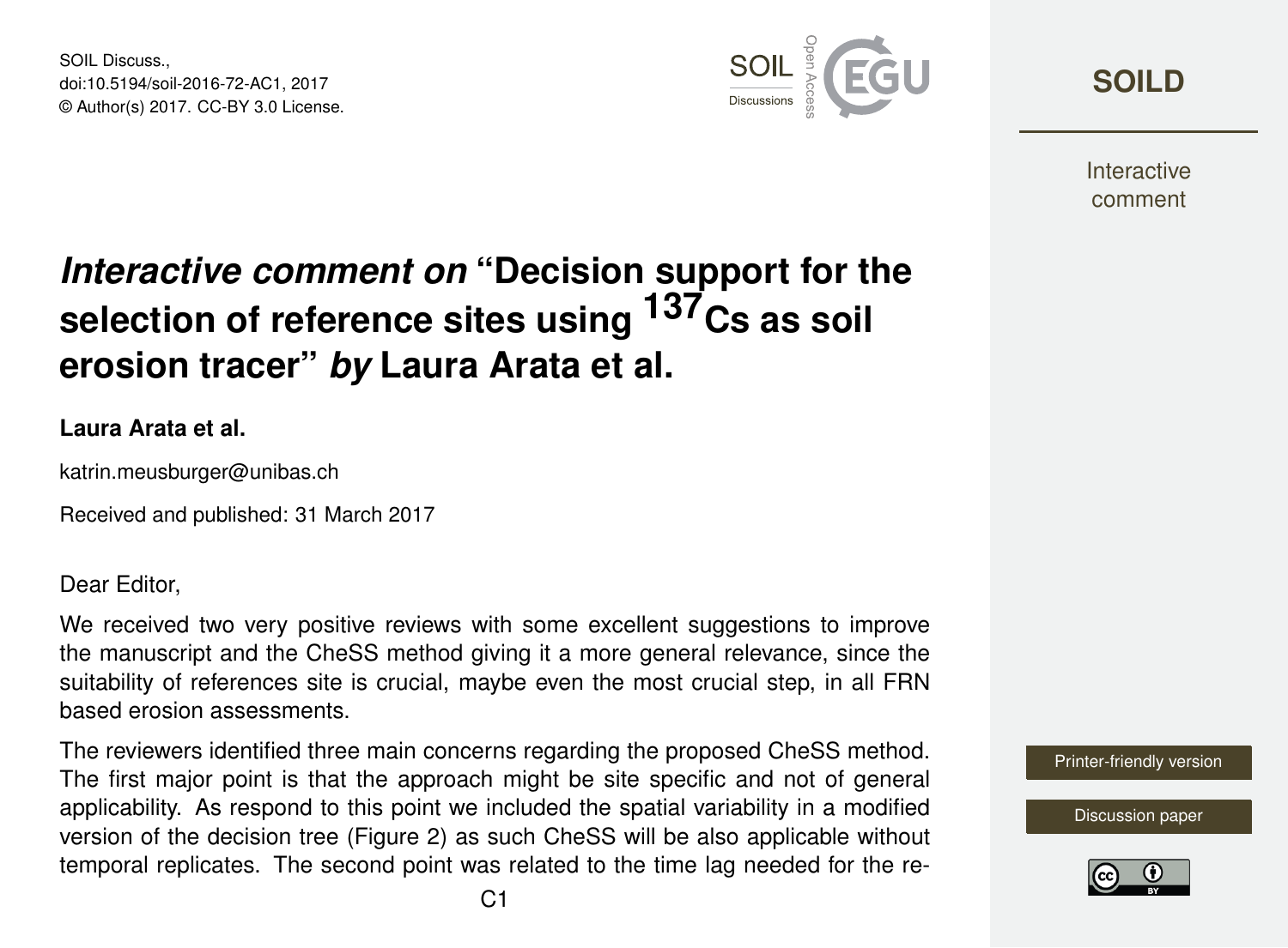SOIL Discuss.,
doi:10.5194/soil-2016-72-AC1, 2017
© Author(s) 2017. CC-BY 3.0 License.

# *Interactive comment on* "Decision support for the selection of reference sites using $^{137}$Cs as soil erosion tracer" *by* Laura Arata et al.

**Laura Arata et al.**

katrin.meusburger@unibas.ch

Received and published: 31 March 2017

Dear Editor,

We received two very positive reviews with some excellent suggestions to improve the manuscript and the CheSS method giving it a more general relevance, since the suitability of references site is crucial, maybe even the most crucial step, in all FRN based erosion assessments.

The reviewers identified three main concerns regarding the proposed CheSS method. The first major point is that the approach might be site specific and not of general applicability. As respond to this point we included the spatial variability in a modified version of the decision tree (Figure 2) as such CheSS will be also applicable without temporal replicates. The second point was related to the time lag needed for the re-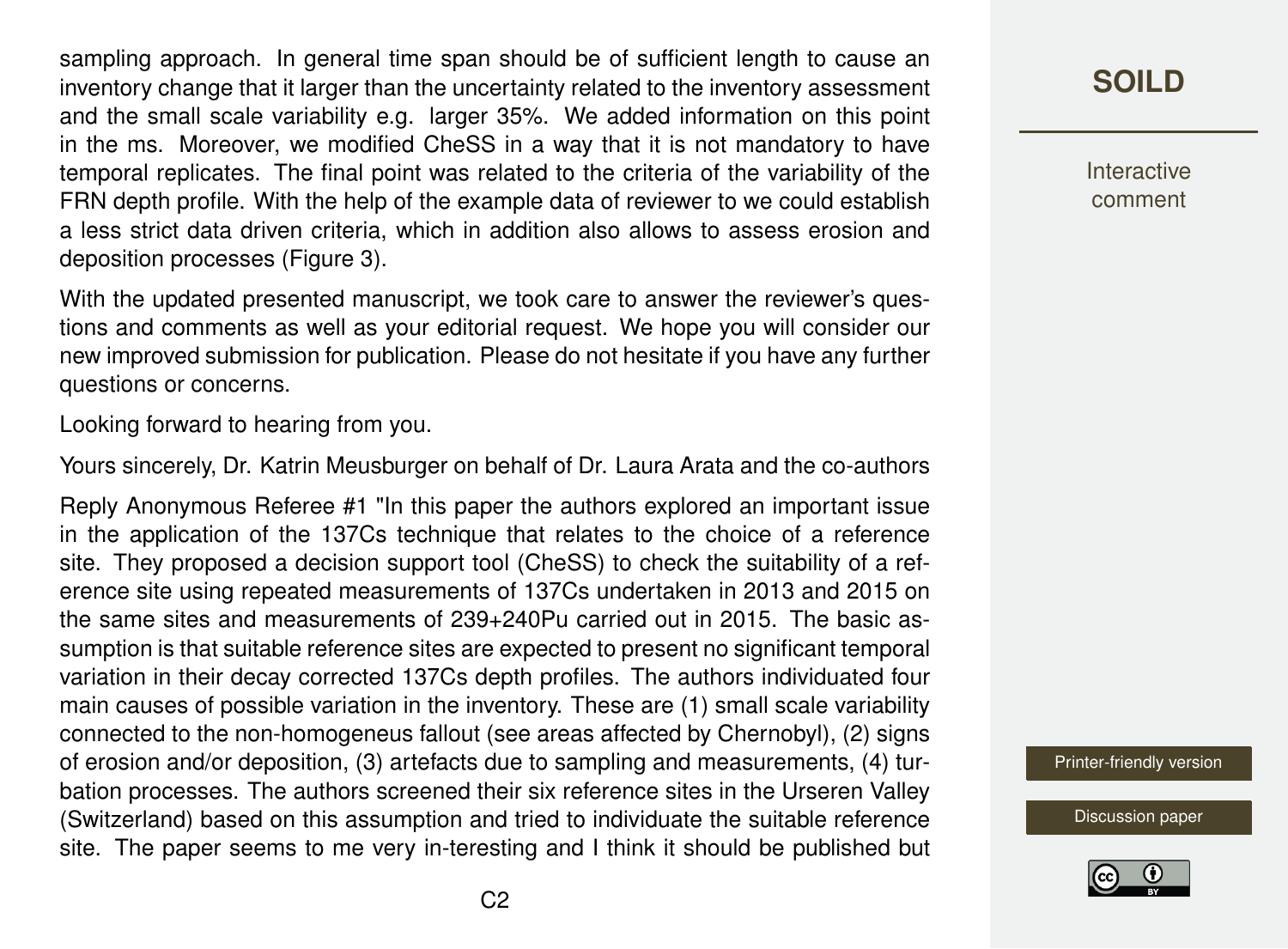sampling approach. In general time span should be of sufficient length to cause an inventory change that it larger than the uncertainty related to the inventory assessment and the small scale variability e.g. larger 35%. We added information on this point in the ms. Moreover, we modified CheSS in a way that it is not mandatory to have temporal replicates. The final point was related to the criteria of the variability of the FRN depth profile. With the help of the example data of reviewer to we could establish a less strict data driven criteria, which in addition also allows to assess erosion and deposition processes (Figure 3).

With the updated presented manuscript, we took care to answer the reviewer's questions and comments as well as your editorial request. We hope you will consider our new improved submission for publication. Please do not hesitate if you have any further questions or concerns.

Looking forward to hearing from you.

Yours sincerely, Dr. Katrin Meusburger on behalf of Dr. Laura Arata and the co-authors

Reply Anonymous Referee #1 "In this paper the authors explored an important issue in the application of the 137Cs technique that relates to the choice of a reference site. They proposed a decision support tool (CheSS) to check the suitability of a reference site using repeated measurements of 137Cs undertaken in 2013 and 2015 on the same sites and measurements of 239+240Pu carried out in 2015. The basic assumption is that suitable reference sites are expected to present no significant temporal variation in their decay corrected 137Cs depth profiles. The authors individuated four main causes of possible variation in the inventory. These are (1) small scale variability connected to the non-homogeneus fallout (see areas affected by Chernobyl), (2) signs of erosion and/or deposition, (3) artefacts due to sampling and measurements, (4) turbation processes. The authors screened their six reference sites in the Urseren Valley (Switzerland) based on this assumption and tried to individuate the suitable reference site. The paper seems to me very in-teresting and I think it should be published but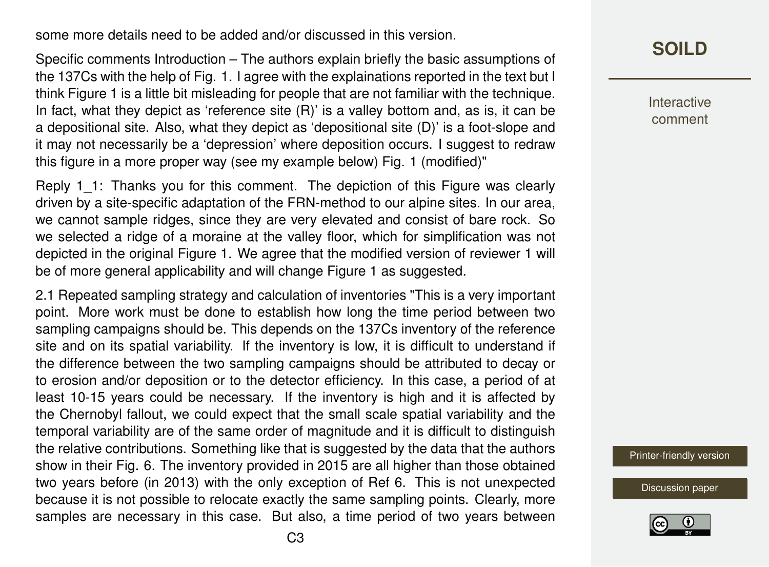some more details need to be added and/or discussed in this version.

Specific comments Introduction – The authors explain briefly the basic assumptions of the 137Cs with the help of Fig. 1. I agree with the explainations reported in the text but I think Figure 1 is a little bit misleading for people that are not familiar with the technique. In fact, what they depict as 'reference site (R)' is a valley bottom and, as is, it can be a depositional site. Also, what they depict as 'depositional site (D)' is a foot-slope and it may not necessarily be a 'depression' where deposition occurs. I suggest to redraw this figure in a more proper way (see my example below) Fig. 1 (modified)"

Reply 1_1: Thanks you for this comment. The depiction of this Figure was clearly driven by a site-specific adaptation of the FRN-method to our alpine sites. In our area, we cannot sample ridges, since they are very elevated and consist of bare rock. So we selected a ridge of a moraine at the valley floor, which for simplification was not depicted in the original Figure 1. We agree that the modified version of reviewer 1 will be of more general applicability and will change Figure 1 as suggested.

2.1 Repeated sampling strategy and calculation of inventories "This is a very important point. More work must be done to establish how long the time period between two sampling campaigns should be. This depends on the 137Cs inventory of the reference site and on its spatial variability. If the inventory is low, it is difficult to understand if the difference between the two sampling campaigns should be attributed to decay or to erosion and/or deposition or to the detector efficiency. In this case, a period of at least 10-15 years could be necessary. If the inventory is high and it is affected by the Chernobyl fallout, we could expect that the small scale spatial variability and the temporal variability are of the same order of magnitude and it is difficult to distinguish the relative contributions. Something like that is suggested by the data that the authors show in their Fig. 6. The inventory provided in 2015 are all higher than those obtained two years before (in 2013) with the only exception of Ref 6. This is not unexpected because it is not possible to relocate exactly the same sampling points. Clearly, more samples are necessary in this case. But also, a time period of two years between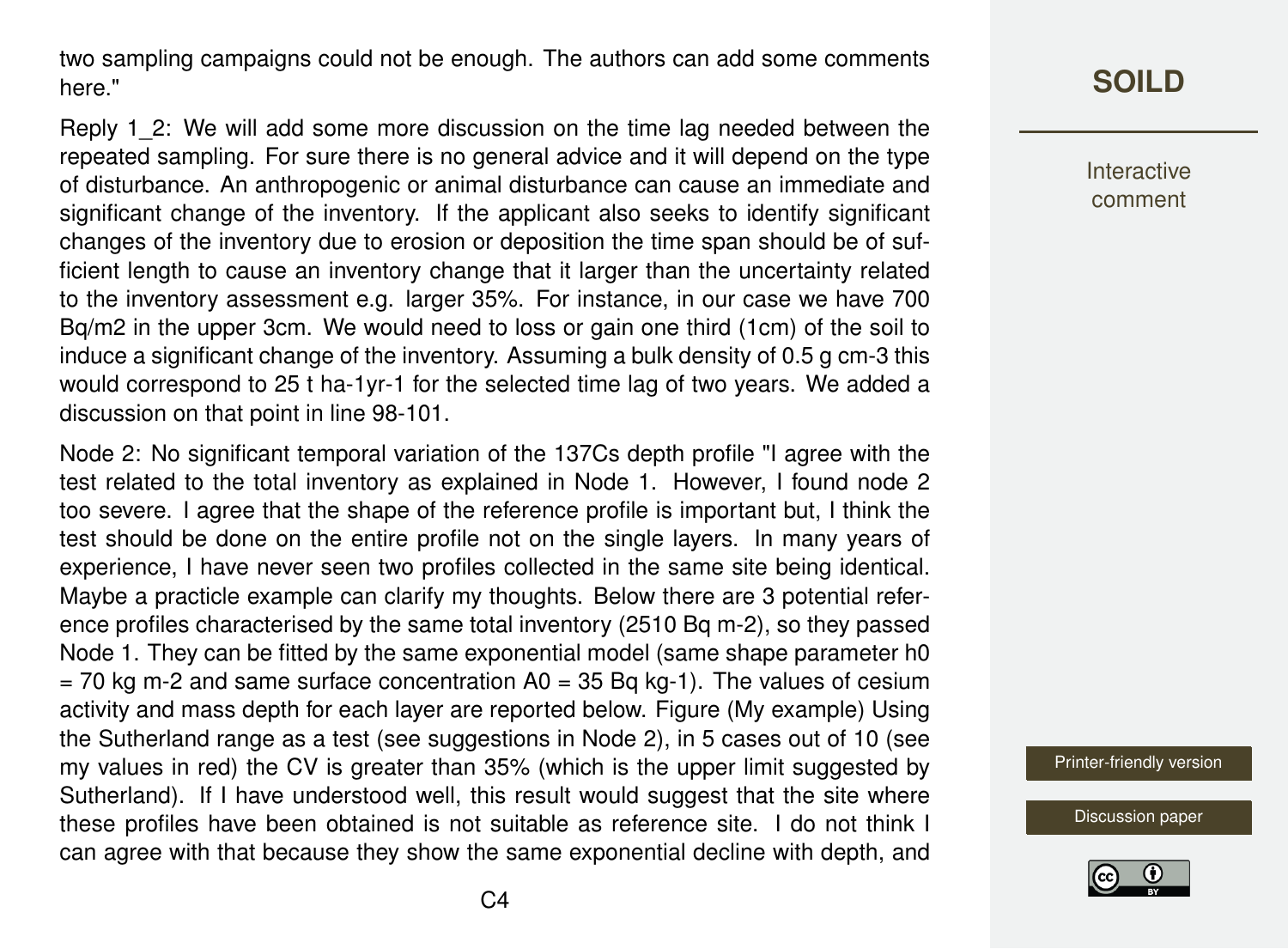two sampling campaigns could not be enough. The authors can add some comments here."

Reply 1_2: We will add some more discussion on the time lag needed between the repeated sampling. For sure there is no general advice and it will depend on the type of disturbance. An anthropogenic or animal disturbance can cause an immediate and significant change of the inventory. If the applicant also seeks to identify significant changes of the inventory due to erosion or deposition the time span should be of sufficient length to cause an inventory change that it larger than the uncertainty related to the inventory assessment e.g. larger 35%. For instance, in our case we have 700 Bq/m2 in the upper 3cm. We would need to loss or gain one third (1cm) of the soil to induce a significant change of the inventory. Assuming a bulk density of 0.5 g cm-3 this would correspond to 25 t ha-1yr-1 for the selected time lag of two years. We added a discussion on that point in line 98-101.

Node 2: No significant temporal variation of the 137Cs depth profile "I agree with the test related to the total inventory as explained in Node 1. However, I found node 2 too severe. I agree that the shape of the reference profile is important but, I think the test should be done on the entire profile not on the single layers. In many years of experience, I have never seen two profiles collected in the same site being identical. Maybe a practicle example can clarify my thoughts. Below there are 3 potential reference profiles characterised by the same total inventory (2510 Bq m-2), so they passed Node 1. They can be fitted by the same exponential model (same shape parameter h0 = 70 kg m-2 and same surface concentration A0 = 35 Bq kg-1). The values of cesium activity and mass depth for each layer are reported below. Figure (My example) Using the Sutherland range as a test (see suggestions in Node 2), in 5 cases out of 10 (see my values in red) the CV is greater than 35% (which is the upper limit suggested by Sutherland). If I have understood well, this result would suggest that the site where these profiles have been obtained is not suitable as reference site. I do not think I can agree with that because they show the same exponential decline with depth, and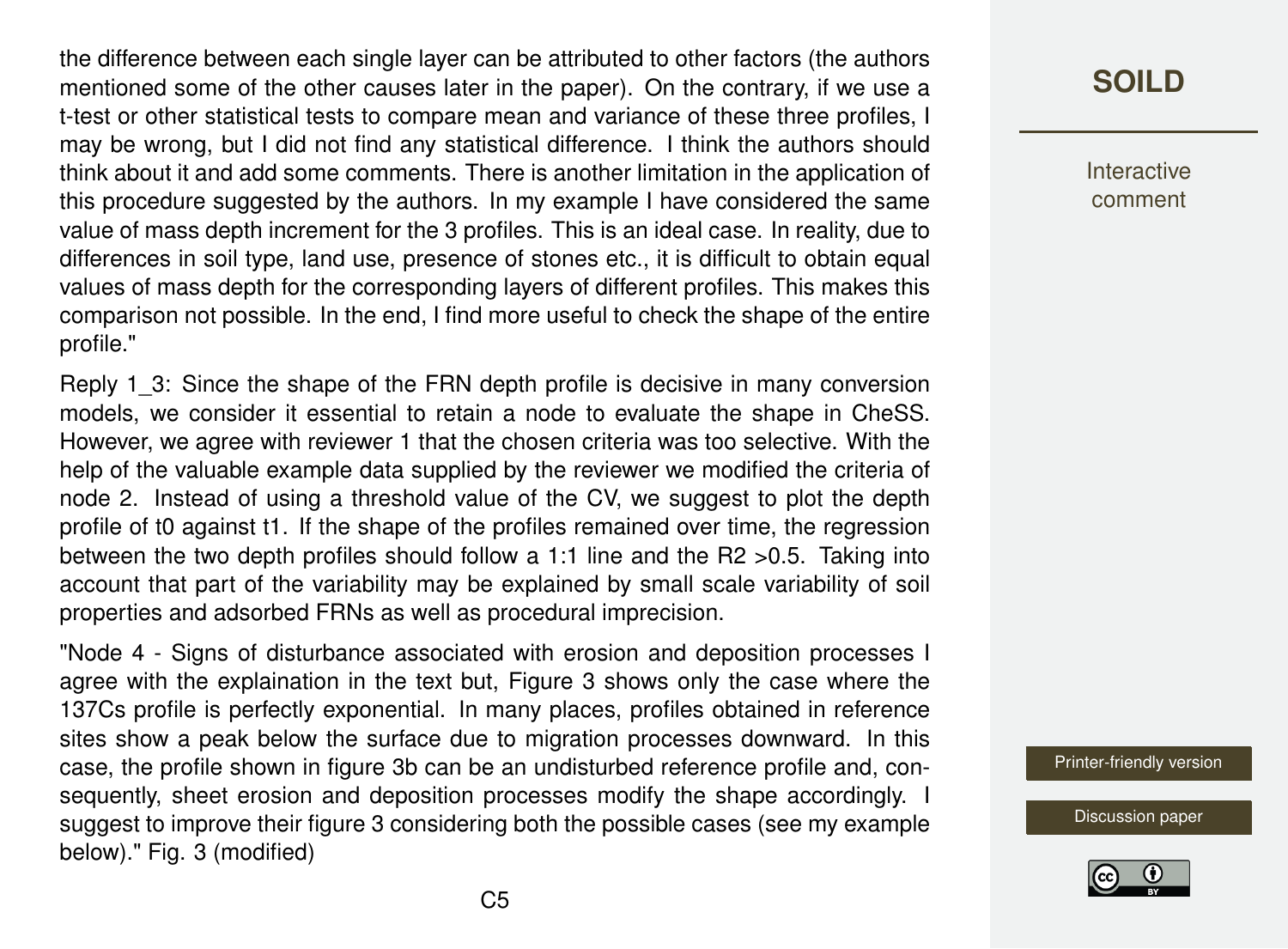the difference between each single layer can be attributed to other factors (the authors mentioned some of the other causes later in the paper). On the contrary, if we use a t-test or other statistical tests to compare mean and variance of these three profiles, I may be wrong, but I did not find any statistical difference. I think the authors should think about it and add some comments. There is another limitation in the application of this procedure suggested by the authors. In my example I have considered the same value of mass depth increment for the 3 profiles. This is an ideal case. In reality, due to differences in soil type, land use, presence of stones etc., it is difficult to obtain equal values of mass depth for the corresponding layers of different profiles. This makes this comparison not possible. In the end, I find more useful to check the shape of the entire profile."

Reply 1_3: Since the shape of the FRN depth profile is decisive in many conversion models, we consider it essential to retain a node to evaluate the shape in CheSS. However, we agree with reviewer 1 that the chosen criteria was too selective. With the help of the valuable example data supplied by the reviewer we modified the criteria of node 2. Instead of using a threshold value of the CV, we suggest to plot the depth profile of t0 against t1. If the shape of the profiles remained over time, the regression between the two depth profiles should follow a 1:1 line and the $R^2 > 0.5$. Taking into account that part of the variability may be explained by small scale variability of soil properties and adsorbed FRNs as well as procedural imprecision.

"Node 4 - Signs of disturbance associated with erosion and deposition processes I agree with the explaination in the text but, Figure 3 shows only the case where the 137Cs profile is perfectly exponential. In many places, profiles obtained in reference sites show a peak below the surface due to migration processes downward. In this case, the profile shown in figure 3b can be an undisturbed reference profile and, consequently, sheet erosion and deposition processes modify the shape accordingly. I suggest to improve their figure 3 considering both the possible cases (see my example below)." Fig. 3 (modified)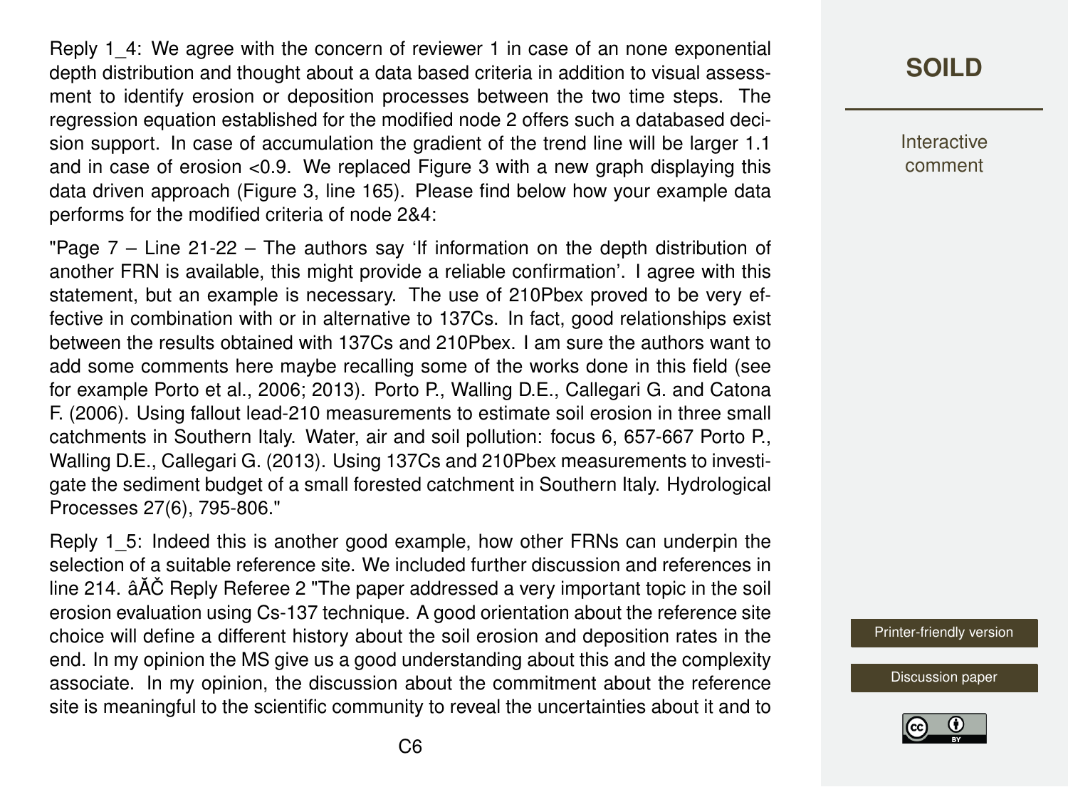Reply 1_4: We agree with the concern of reviewer 1 in case of an none exponential depth distribution and thought about a data based criteria in addition to visual assessment to identify erosion or deposition processes between the two time steps. The regression equation established for the modified node 2 offers such a databased decision support. In case of accumulation the gradient of the trend line will be larger 1.1 and in case of erosion <0.9. We replaced Figure 3 with a new graph displaying this data driven approach (Figure 3, line 165). Please find below how your example data performs for the modified criteria of node 2&4:

"Page 7 – Line 21-22 – The authors say 'If information on the depth distribution of another FRN is available, this might provide a reliable confirmation'. I agree with this statement, but an example is necessary. The use of 210Pbex proved to be very effective in combination with or in alternative to 137Cs. In fact, good relationships exist between the results obtained with 137Cs and 210Pbex. I am sure the authors want to add some comments here maybe recalling some of the works done in this field (see for example Porto et al., 2006; 2013). Porto P., Walling D.E., Callegari G. and Catona F. (2006). Using fallout lead-210 measurements to estimate soil erosion in three small catchments in Southern Italy. Water, air and soil pollution: focus 6, 657-667 Porto P., Walling D.E., Callegari G. (2013). Using 137Cs and 210Pbex measurements to investigate the sediment budget of a small forested catchment in Southern Italy. Hydrological Processes 27(6), 795-806."

Reply 1_5: Indeed this is another good example, how other FRNs can underpin the selection of a suitable reference site. We included further discussion and references in line 214. âĂČ Reply Referee 2 "The paper addressed a very important topic in the soil erosion evaluation using Cs-137 technique. A good orientation about the reference site choice will define a different history about the soil erosion and deposition rates in the end. In my opinion the MS give us a good understanding about this and the complexity associate. In my opinion, the discussion about the commitment about the reference site is meaningful to the scientific community to reveal the uncertainties about it and to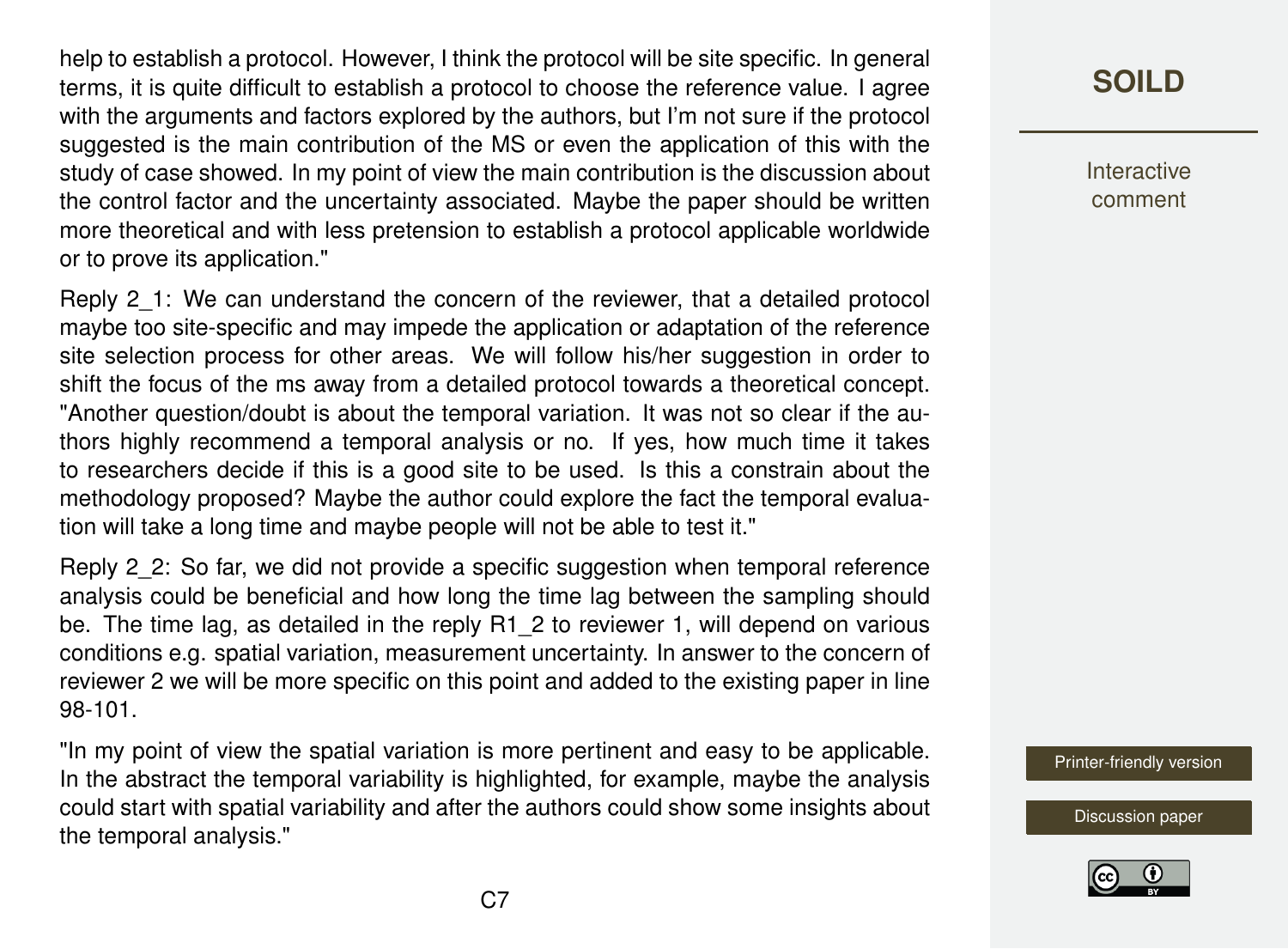help to establish a protocol. However, I think the protocol will be site specific. In general terms, it is quite difficult to establish a protocol to choose the reference value. I agree with the arguments and factors explored by the authors, but I'm not sure if the protocol suggested is the main contribution of the MS or even the application of this with the study of case showed. In my point of view the main contribution is the discussion about the control factor and the uncertainty associated. Maybe the paper should be written more theoretical and with less pretension to establish a protocol applicable worldwide or to prove its application."

Reply 2_1: We can understand the concern of the reviewer, that a detailed protocol maybe too site-specific and may impede the application or adaptation of the reference site selection process for other areas. We will follow his/her suggestion in order to shift the focus of the ms away from a detailed protocol towards a theoretical concept. "Another question/doubt is about the temporal variation. It was not so clear if the authors highly recommend a temporal analysis or no. If yes, how much time it takes to researchers decide if this is a good site to be used. Is this a constrain about the methodology proposed? Maybe the author could explore the fact the temporal evaluation will take a long time and maybe people will not be able to test it."

Reply 2_2: So far, we did not provide a specific suggestion when temporal reference analysis could be beneficial and how long the time lag between the sampling should be. The time lag, as detailed in the reply R1_2 to reviewer 1, will depend on various conditions e.g. spatial variation, measurement uncertainty. In answer to the concern of reviewer 2 we will be more specific on this point and added to the existing paper in line 98-101.

"In my point of view the spatial variation is more pertinent and easy to be applicable. In the abstract the temporal variability is highlighted, for example, maybe the analysis could start with spatial variability and after the authors could show some insights about the temporal analysis."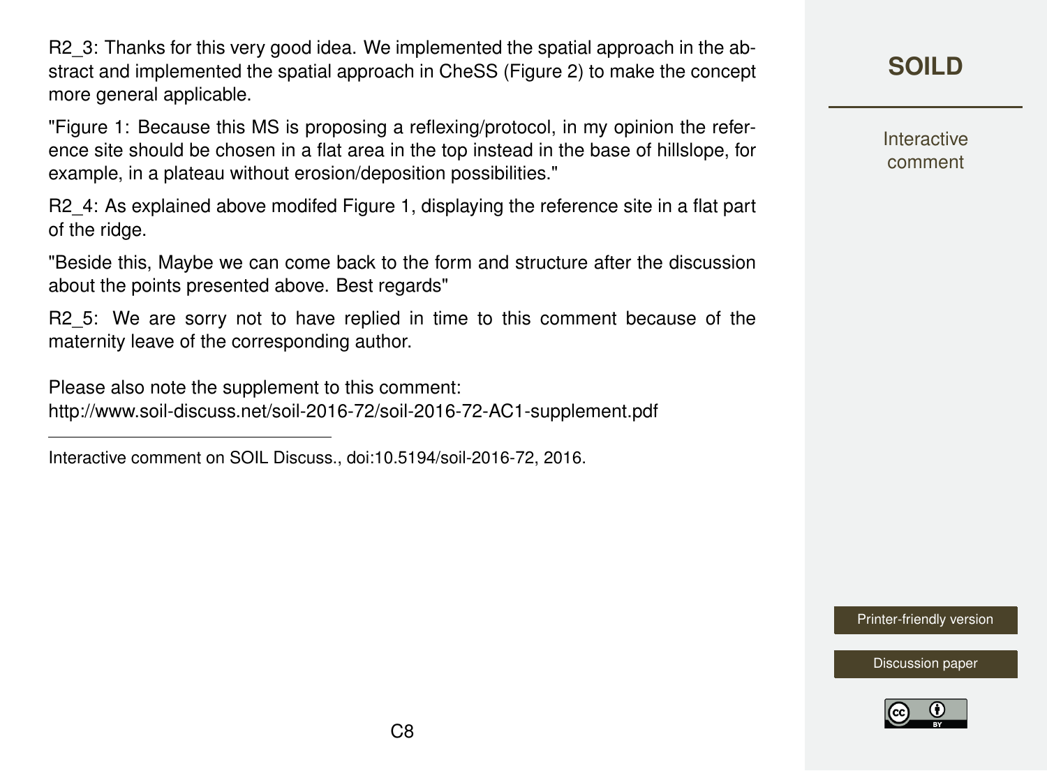R2_3: Thanks for this very good idea. We implemented the spatial approach in the abstract and implemented the spatial approach in CheSS (Figure 2) to make the concept more general applicable.

"Figure 1: Because this MS is proposing a reflexing/protocol, in my opinion the reference site should be chosen in a flat area in the top instead in the base of hillslope, for example, in a plateau without erosion/deposition possibilities."

R2_4: As explained above modifed Figure 1, displaying the reference site in a flat part of the ridge.

"Beside this, Maybe we can come back to the form and structure after the discussion about the points presented above. Best regards"

R2_5: We are sorry not to have replied in time to this comment because of the maternity leave of the corresponding author.

Please also note the supplement to this comment:
http://www.soil-discuss.net/soil-2016-72/soil-2016-72-AC1-supplement.pdf

---

Interactive comment on SOIL Discuss., doi:10.5194/soil-2016-72, 2016.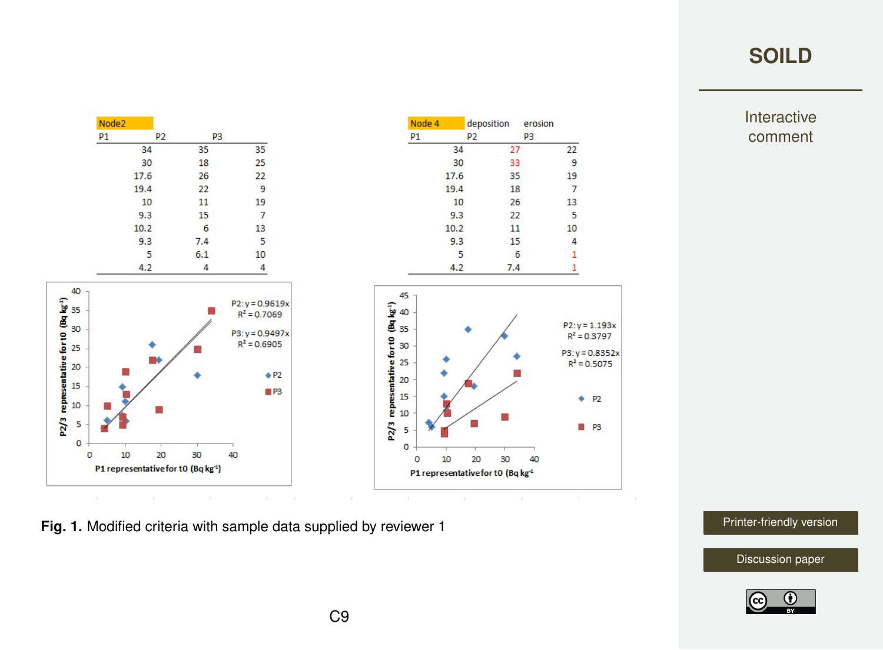| Node2 | | |
|---|---|---|
| P1 | P2 | P3 |
| 34 | 35 | 35 |
| 30 | 18 | 25 |
| 17.6 | 26 | 22 |
| 19.4 | 22 | 9 |
| 10 | 11 | 19 |
| 9.3 | 15 | 7 |
| 10.2 | 6 | 13 |
| 9.3 | 7.4 | 5 |
| 5 | 6.1 | 10 |
| 4.2 | 4 | 4 |

P2: $y = 0.9619x$
$R^2 = 0.7069$

P3: $y = 0.9497x$
$R^2 = 0.6905$

P2
P3

P2/3 representative for t0 (Bq kg$^{-1}$)

P1 representative for t0 (Bq kg$^{-1}$)

| Node 4 | deposition | erosion |
|---|---|---|
| P1 | P2 | P3 |
| 34 | 27 | 22 |
| 30 | 33 | 9 |
| 17.6 | 35 | 19 |
| 19.4 | 18 | 7 |
| 10 | 26 | 13 |
| 9.3 | 22 | 5 |
| 10.2 | 11 | 10 |
| 9.3 | 15 | 4 |
| 5 | 6 | 1 |
| 4.2 | 7.4 | 1 |

P2: $y = 1.193x$
$R^2 = 0.3797$

P3: $y = 0.8352x$
$R^2 = 0.5075$

P2
P3

P2/3 representative for t0 (Bq kg$^{-1}$)

P1 representative for t0 (Bq kg$^{-1}$

**Fig. 1.** Modified criteria with sample data supplied by reviewer 1